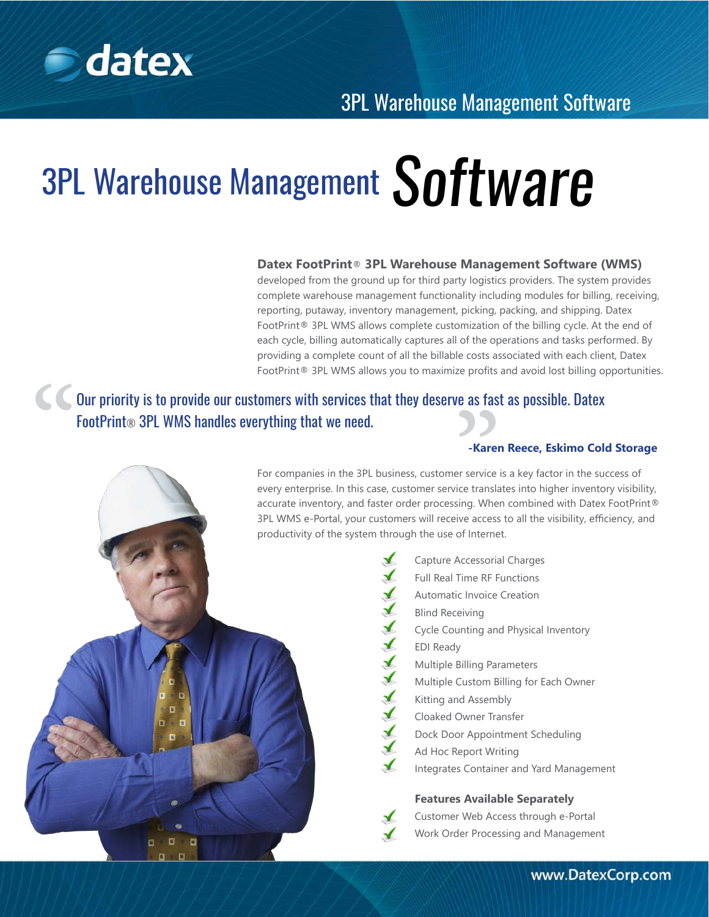datex

# 3PL Warehouse Management Software

**Datex FootPrint® 3PL Warehouse Management Software (WMS)** developed from the ground up for third party logistics providers. The system provides complete warehouse management functionality including modules for billing, receiving, reporting, putaway, inventory management, picking, packing, and shipping. Datex FootPrint® 3PL WMS allows complete customization of the billing cycle. At the end of each cycle, billing automatically captures all of the operations and tasks performed. By providing a complete count of all the billable costs associated with each client, Datex FootPrint® 3PL WMS allows you to maximize profits and avoid lost billing opportunities.

> "Our priority is to provide our customers with services that they deserve as fast as possible. Datex FootPrint® 3PL WMS handles everything that we need."
>
> **-Karen Reece, Eskimo Cold Storage**

For companies in the 3PL business, customer service is a key factor in the success of every enterprise. In this case, customer service translates into higher inventory visibility, accurate inventory, and faster order processing. When combined with Datex FootPrint® 3PL WMS e-Portal, your customers will receive access to all the visibility, efficiency, and productivity of the system through the use of Internet.

- Capture Accessorial Charges
- Full Real Time RF Functions
- Automatic Invoice Creation
- Blind Receiving
- Cycle Counting and Physical Inventory
- EDI Ready
- Multiple Billing Parameters
- Multiple Custom Billing for Each Owner
- Kitting and Assembly
- Cloaked Owner Transfer
- Dock Door Appointment Scheduling
- Ad Hoc Report Writing
- Integrates Container and Yard Management

**Features Available Separately**

- Customer Web Access through e-Portal
- Work Order Processing and Management

www.DatexCorp.com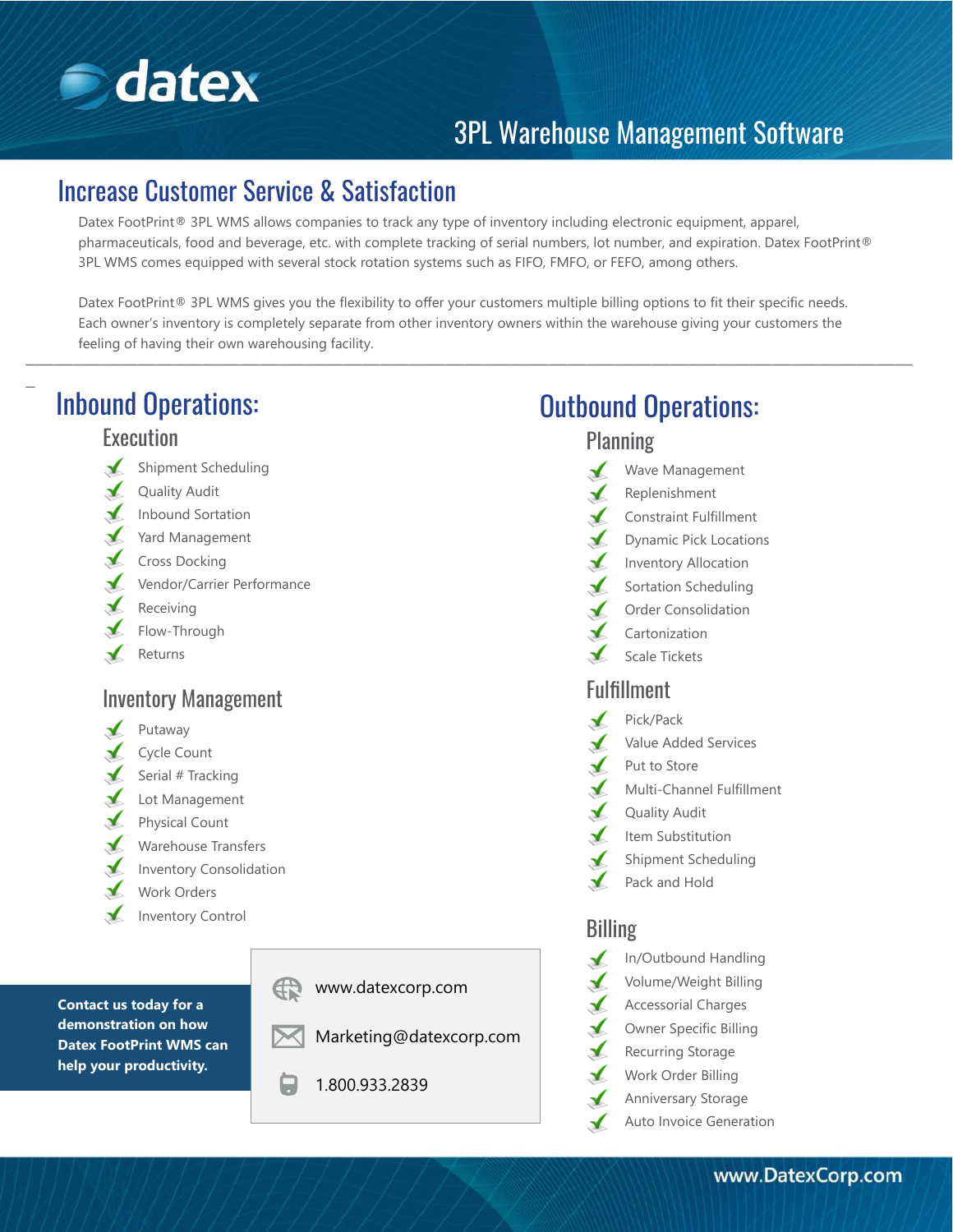# datex

## 3PL Warehouse Management Software

## Increase Customer Service & Satisfaction

Datex FootPrint® 3PL WMS allows companies to track any type of inventory including electronic equipment, apparel, pharmaceuticals, food and beverage, etc. with complete tracking of serial numbers, lot number, and expiration. Datex FootPrint® 3PL WMS comes equipped with several stock rotation systems such as FIFO, FMFO, or FEFO, among others.

Datex FootPrint® 3PL WMS gives you the flexibility to offer your customers multiple billing options to fit their specific needs. Each owner's inventory is completely separate from other inventory owners within the warehouse giving your customers the feeling of having their own warehousing facility.

---

## Inbound Operations:

### Execution

- Shipment Scheduling
- Quality Audit
- Inbound Sortation
- Yard Management
- Cross Docking
- Vendor/Carrier Performance
- Receiving
- Flow-Through
- Returns

### Inventory Management

- Putaway
- Cycle Count
- Serial # Tracking
- Lot Management
- Physical Count
- Warehouse Transfers
- Inventory Consolidation
- Work Orders
- Inventory Control

## Outbound Operations:

### Planning

- Wave Management
- Replenishment
- Constraint Fulfillment
- Dynamic Pick Locations
- Inventory Allocation
- Sortation Scheduling
- Order Consolidation
- Cartonization
- Scale Tickets

### Fulfillment

- Pick/Pack
- Value Added Services
- Put to Store
- Multi-Channel Fulfillment
- Quality Audit
- Item Substitution
- Shipment Scheduling
- Pack and Hold

### Billing

- In/Outbound Handling
- Volume/Weight Billing
- Accessorial Charges
- Owner Specific Billing
- Recurring Storage
- Work Order Billing
- Anniversary Storage
- Auto Invoice Generation

**Contact us today for a demonstration on how Datex FootPrint WMS can help your productivity.**

www.datexcorp.com

Marketing@datexcorp.com

1.800.933.2839

www.DatexCorp.com